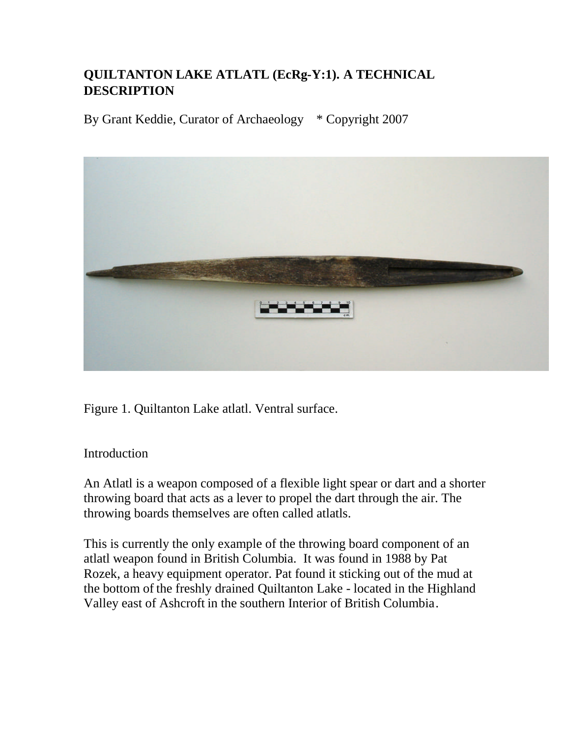# QUILTANTON LAKE ATLATL (EcRg-Y:1). A TECHNICAL DESCRIPTION

By Grant Keddie, Curator of Archaeology * Copyright 2007

Figure 1. Quiltanton Lake atlatl. Ventral surface.

## Introduction

An Atlatl is a weapon composed of a flexible light spear or dart and a shorter throwing board that acts as a lever to propel the dart through the air. The throwing boards themselves are often called atlatls.

This is currently the only example of the throwing board component of an atlatl weapon found in British Columbia. It was found in 1988 by Pat Rozek, a heavy equipment operator. Pat found it sticking out of the mud at the bottom of the freshly drained Quiltanton Lake - located in the Highland Valley east of Ashcroft in the southern Interior of British Columbia.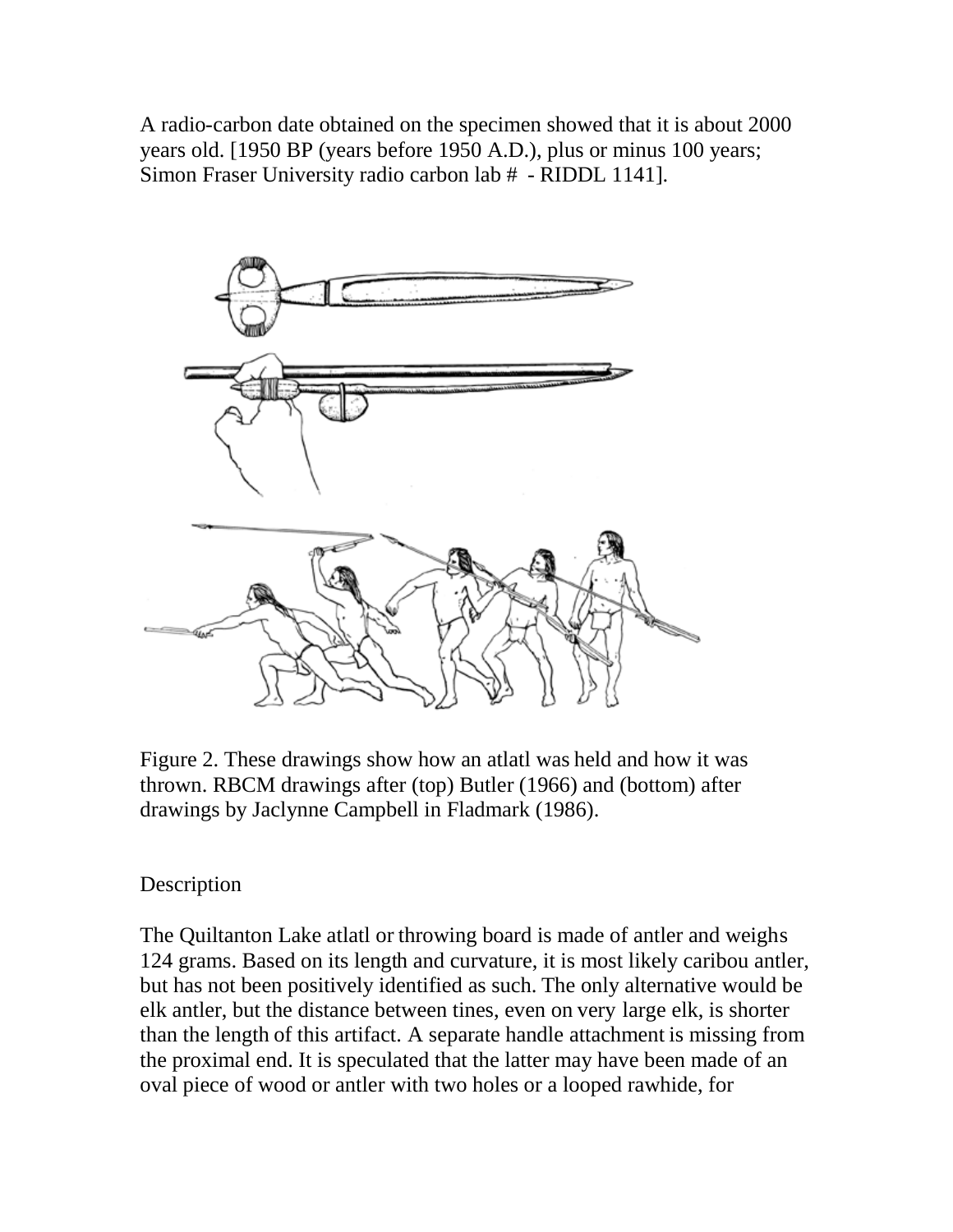A radio-carbon date obtained on the specimen showed that it is about 2000 years old. [1950 BP (years before 1950 A.D.), plus or minus 100 years; Simon Fraser University radio carbon lab # - RIDDL 1141].

Figure 2. These drawings show how an atlatl was held and how it was thrown. RBCM drawings after (top) Butler (1966) and (bottom) after drawings by Jaclynne Campbell in Fladmark (1986).

## Description

The Quiltanton Lake atlatl or throwing board is made of antler and weighs 124 grams. Based on its length and curvature, it is most likely caribou antler, but has not been positively identified as such. The only alternative would be elk antler, but the distance between tines, even on very large elk, is shorter than the length of this artifact. A separate handle attachment is missing from the proximal end. It is speculated that the latter may have been made of an oval piece of wood or antler with two holes or a looped rawhide, for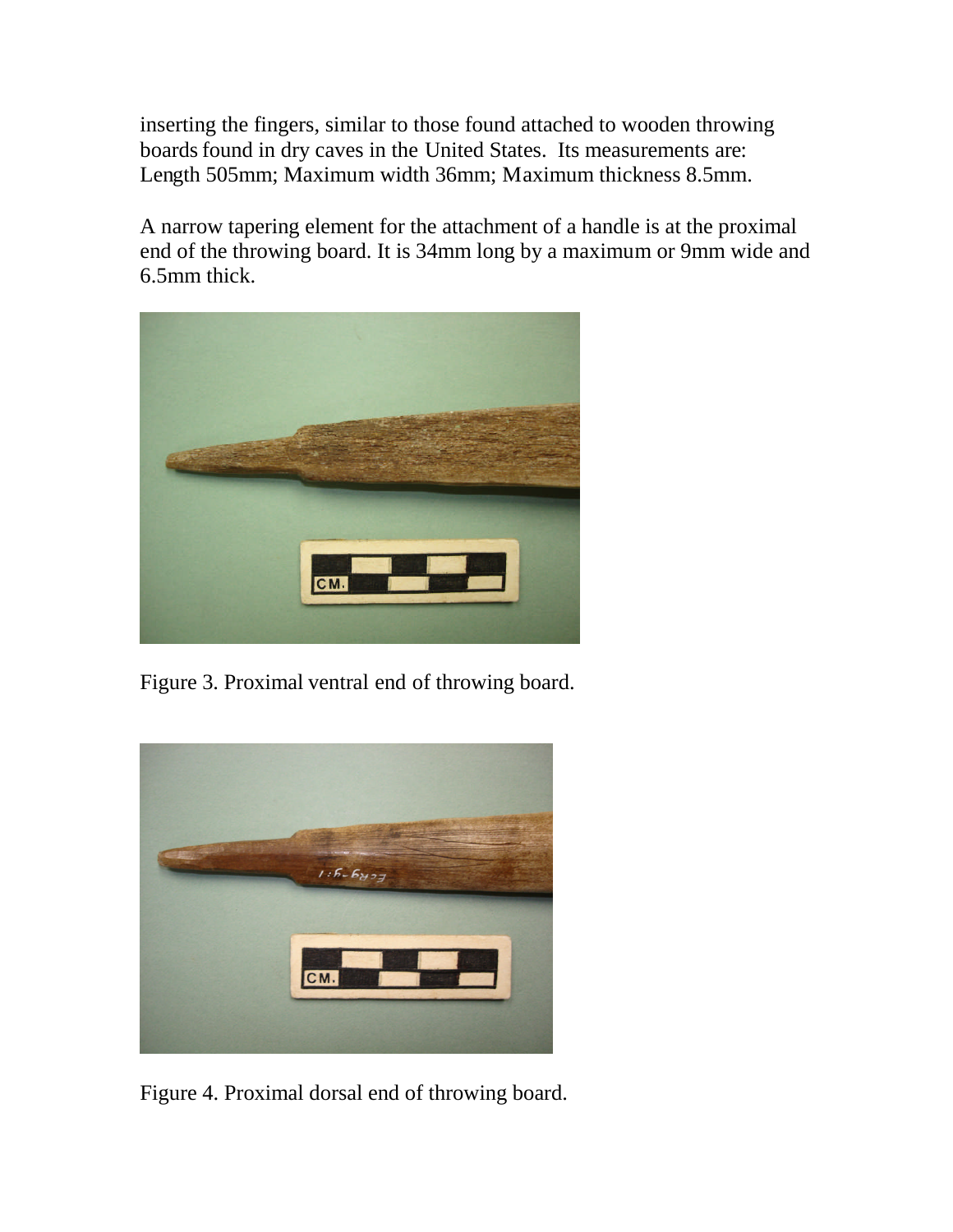inserting the fingers, similar to those found attached to wooden throwing boards found in dry caves in the United States. Its measurements are: Length 505mm; Maximum width 36mm; Maximum thickness 8.5mm.

A narrow tapering element for the attachment of a handle is at the proximal end of the throwing board. It is 34mm long by a maximum or 9mm wide and 6.5mm thick.

Figure 3. Proximal ventral end of throwing board.

Figure 4. Proximal dorsal end of throwing board.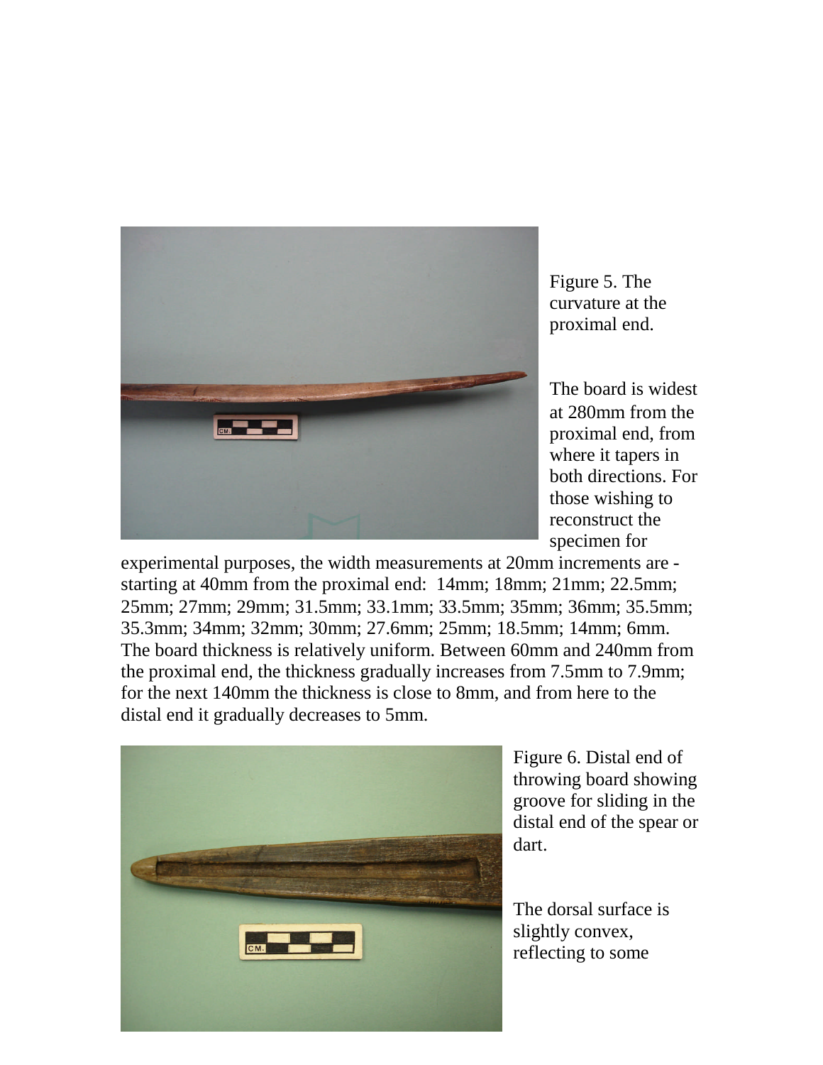Figure 5. The curvature at the proximal end.

The board is widest at 280mm from the proximal end, from where it tapers in both directions. For those wishing to reconstruct the specimen for experimental purposes, the width measurements at 20mm increments are - starting at 40mm from the proximal end: 14mm; 18mm; 21mm; 22.5mm; 25mm; 27mm; 29mm; 31.5mm; 33.1mm; 33.5mm; 35mm; 36mm; 35.5mm; 35.3mm; 34mm; 32mm; 30mm; 27.6mm; 25mm; 18.5mm; 14mm; 6mm. The board thickness is relatively uniform. Between 60mm and 240mm from the proximal end, the thickness gradually increases from 7.5mm to 7.9mm; for the next 140mm the thickness is close to 8mm, and from here to the distal end it gradually decreases to 5mm.

Figure 6. Distal end of throwing board showing groove for sliding in the distal end of the spear or dart.

The dorsal surface is slightly convex, reflecting to some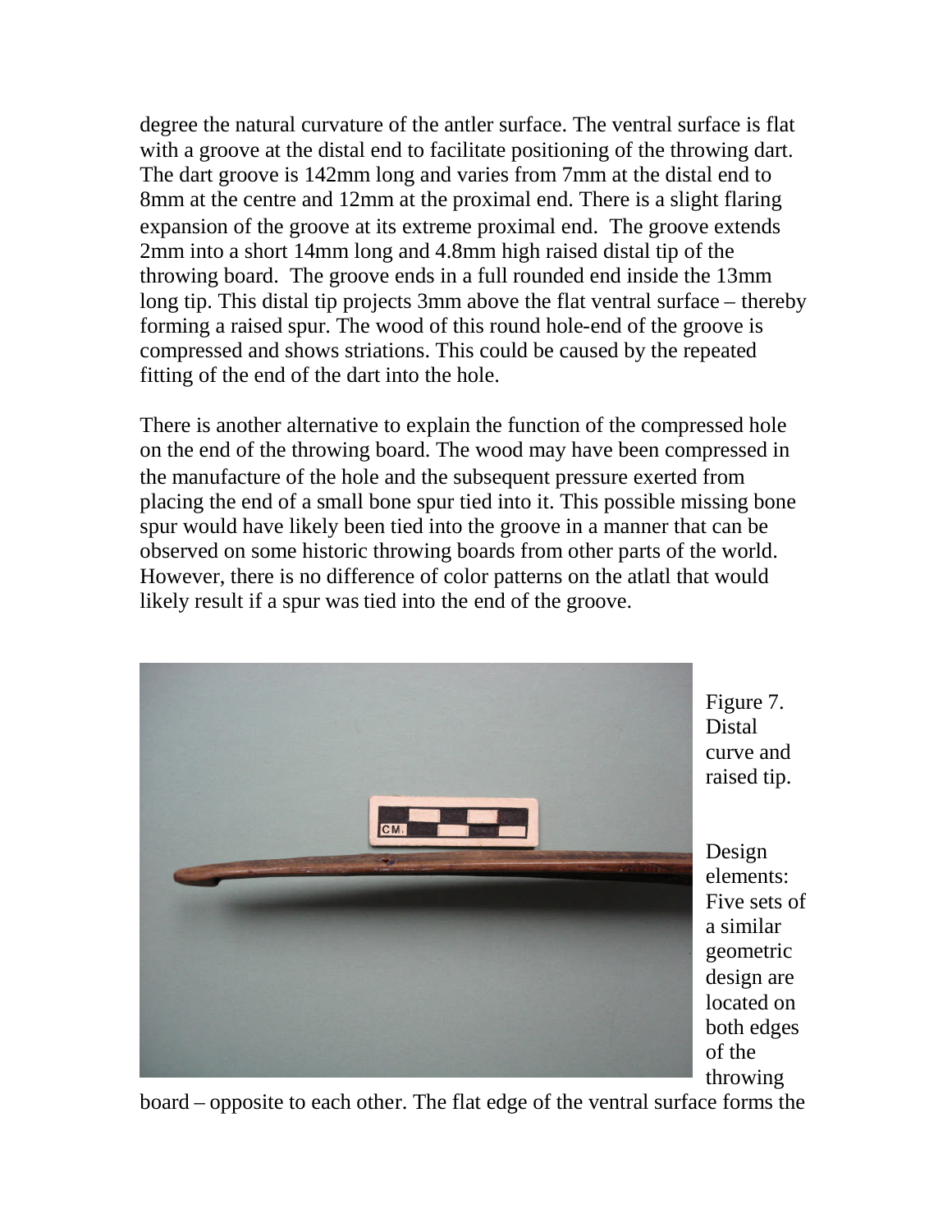degree the natural curvature of the antler surface. The ventral surface is flat with a groove at the distal end to facilitate positioning of the throwing dart. The dart groove is 142mm long and varies from 7mm at the distal end to 8mm at the centre and 12mm at the proximal end. There is a slight flaring expansion of the groove at its extreme proximal end. The groove extends 2mm into a short 14mm long and 4.8mm high raised distal tip of the throwing board. The groove ends in a full rounded end inside the 13mm long tip. This distal tip projects 3mm above the flat ventral surface – thereby forming a raised spur. The wood of this round hole-end of the groove is compressed and shows striations. This could be caused by the repeated fitting of the end of the dart into the hole.

There is another alternative to explain the function of the compressed hole on the end of the throwing board. The wood may have been compressed in the manufacture of the hole and the subsequent pressure exerted from placing the end of a small bone spur tied into it. This possible missing bone spur would have likely been tied into the groove in a manner that can be observed on some historic throwing boards from other parts of the world. However, there is no difference of color patterns on the atlatl that would likely result if a spur was tied into the end of the groove.

Figure 7. Distal curve and raised tip.

Design elements: Five sets of a similar geometric design are located on both edges of the throwing board – opposite to each other. The flat edge of the ventral surface forms the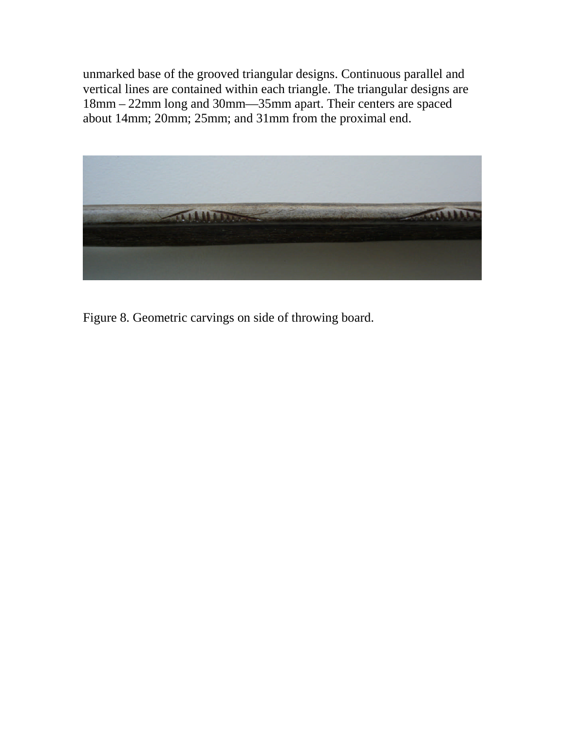unmarked base of the grooved triangular designs. Continuous parallel and vertical lines are contained within each triangle. The triangular designs are 18mm – 22mm long and 30mm—35mm apart. Their centers are spaced about 14mm; 20mm; 25mm; and 31mm from the proximal end.

Figure 8. Geometric carvings on side of throwing board.